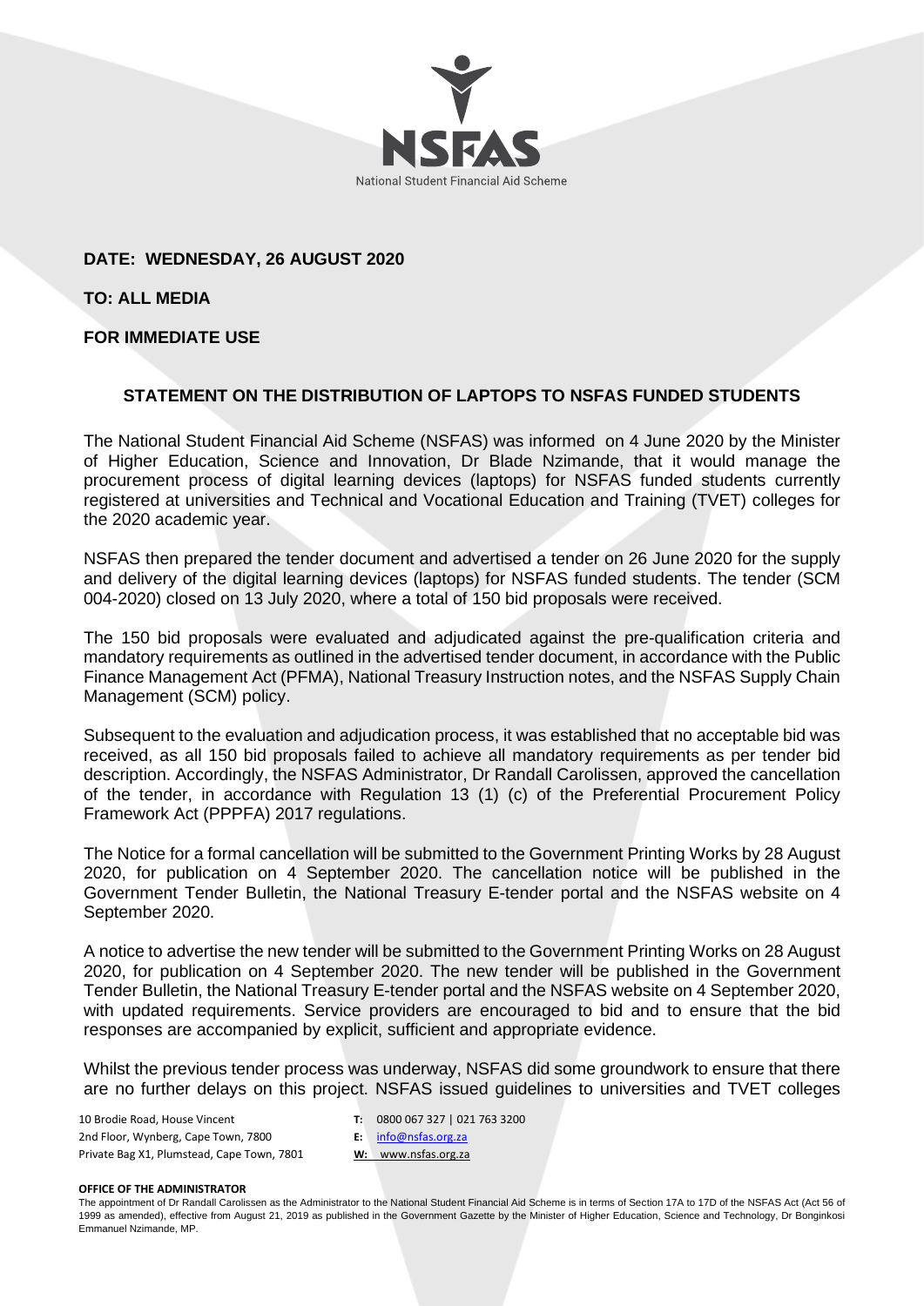NSFAS
National Student Financial Aid Scheme

**DATE: WEDNESDAY, 26 AUGUST 2020**

**TO: ALL MEDIA**

**FOR IMMEDIATE USE**

## STATEMENT ON THE DISTRIBUTION OF LAPTOPS TO NSFAS FUNDED STUDENTS

The National Student Financial Aid Scheme (NSFAS) was informed on 4 June 2020 by the Minister of Higher Education, Science and Innovation, Dr Blade Nzimande, that it would manage the procurement process of digital learning devices (laptops) for NSFAS funded students currently registered at universities and Technical and Vocational Education and Training (TVET) colleges for the 2020 academic year.

NSFAS then prepared the tender document and advertised a tender on 26 June 2020 for the supply and delivery of the digital learning devices (laptops) for NSFAS funded students. The tender (SCM 004-2020) closed on 13 July 2020, where a total of 150 bid proposals were received.

The 150 bid proposals were evaluated and adjudicated against the pre-qualification criteria and mandatory requirements as outlined in the advertised tender document, in accordance with the Public Finance Management Act (PFMA), National Treasury Instruction notes, and the NSFAS Supply Chain Management (SCM) policy.

Subsequent to the evaluation and adjudication process, it was established that no acceptable bid was received, as all 150 bid proposals failed to achieve all mandatory requirements as per tender bid description. Accordingly, the NSFAS Administrator, Dr Randall Carolissen, approved the cancellation of the tender, in accordance with Regulation 13 (1) (c) of the Preferential Procurement Policy Framework Act (PPPFA) 2017 regulations.

The Notice for a formal cancellation will be submitted to the Government Printing Works by 28 August 2020, for publication on 4 September 2020. The cancellation notice will be published in the Government Tender Bulletin, the National Treasury E-tender portal and the NSFAS website on 4 September 2020.

A notice to advertise the new tender will be submitted to the Government Printing Works on 28 August 2020, for publication on 4 September 2020. The new tender will be published in the Government Tender Bulletin, the National Treasury E-tender portal and the NSFAS website on 4 September 2020, with updated requirements. Service providers are encouraged to bid and to ensure that the bid responses are accompanied by explicit, sufficient and appropriate evidence.

Whilst the previous tender process was underway, NSFAS did some groundwork to ensure that there are no further delays on this project. NSFAS issued guidelines to universities and TVET colleges

10 Brodie Road, House Vincent
2nd Floor, Wynberg, Cape Town, 7800
Private Bag X1, Plumstead, Cape Town, 7801

**T:** 0800 067 327 | 021 763 3200
**E:** info@nsfas.org.za
**W:** www.nsfas.org.za

**OFFICE OF THE ADMINISTRATOR**

The appointment of Dr Randall Carolissen as the Administrator to the National Student Financial Aid Scheme is in terms of Section 17A to 17D of the NSFAS Act (Act 56 of 1999 as amended), effective from August 21, 2019 as published in the Government Gazette by the Minister of Higher Education, Science and Technology, Dr Bonginkosi Emmanuel Nzimande, MP.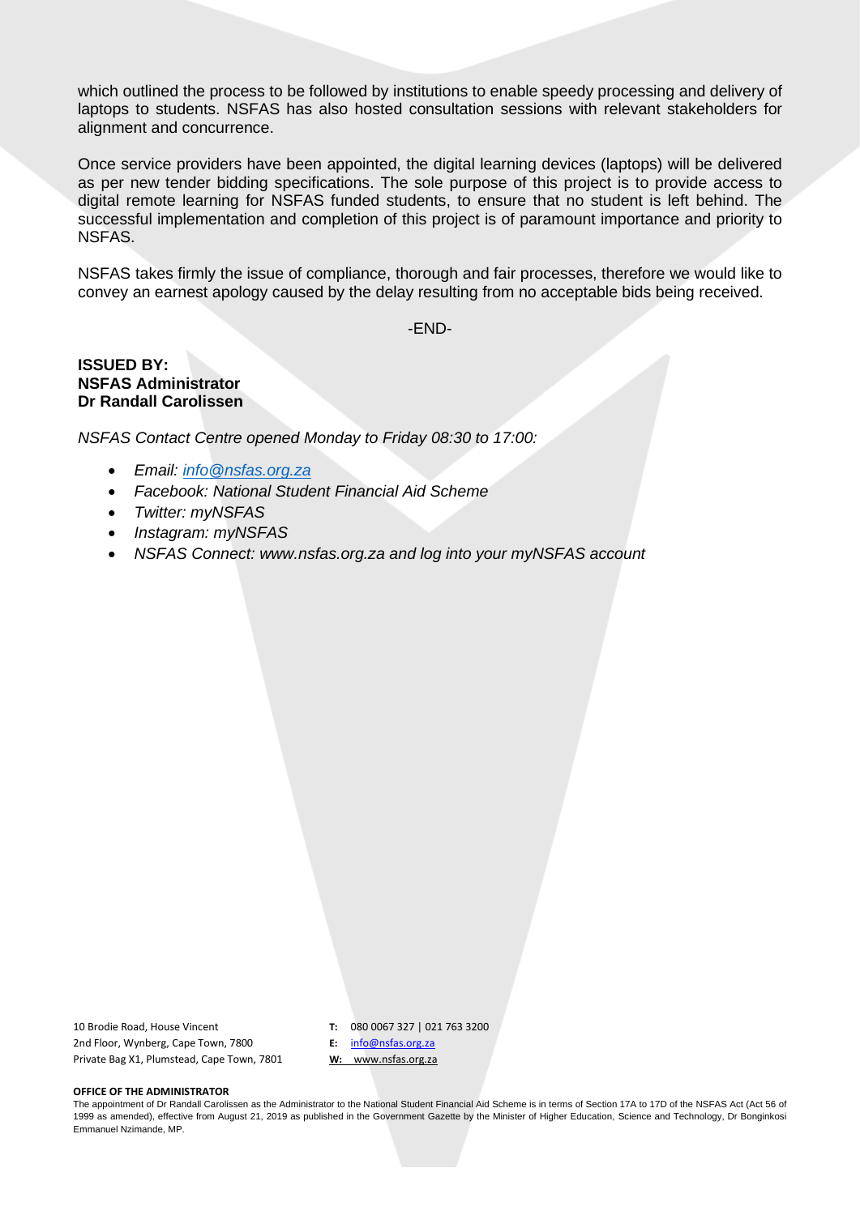which outlined the process to be followed by institutions to enable speedy processing and delivery of laptops to students. NSFAS has also hosted consultation sessions with relevant stakeholders for alignment and concurrence.

Once service providers have been appointed, the digital learning devices (laptops) will be delivered as per new tender bidding specifications. The sole purpose of this project is to provide access to digital remote learning for NSFAS funded students, to ensure that no student is left behind. The successful implementation and completion of this project is of paramount importance and priority to NSFAS.

NSFAS takes firmly the issue of compliance, thorough and fair processes, therefore we would like to convey an earnest apology caused by the delay resulting from no acceptable bids being received.

-END-

**ISSUED BY:**
**NSFAS Administrator**
**Dr Randall Carolissen**

*NSFAS Contact Centre opened Monday to Friday 08:30 to 17:00:*

- *Email: info@nsfas.org.za*
- *Facebook: National Student Financial Aid Scheme*
- *Twitter: myNSFAS*
- *Instagram: myNSFAS*
- *NSFAS Connect: www.nsfas.org.za and log into your myNSFAS account*

10 Brodie Road, House Vincent
2nd Floor, Wynberg, Cape Town, 7800
Private Bag X1, Plumstead, Cape Town, 7801

**T:** 080 0067 327 | 021 763 3200
**E:** info@nsfas.org.za
**W:** www.nsfas.org.za

**OFFICE OF THE ADMINISTRATOR**
The appointment of Dr Randall Carolissen as the Administrator to the National Student Financial Aid Scheme is in terms of Section 17A to 17D of the NSFAS Act (Act 56 of 1999 as amended), effective from August 21, 2019 as published in the Government Gazette by the Minister of Higher Education, Science and Technology, Dr Bonginkosi Emmanuel Nzimande, MP.